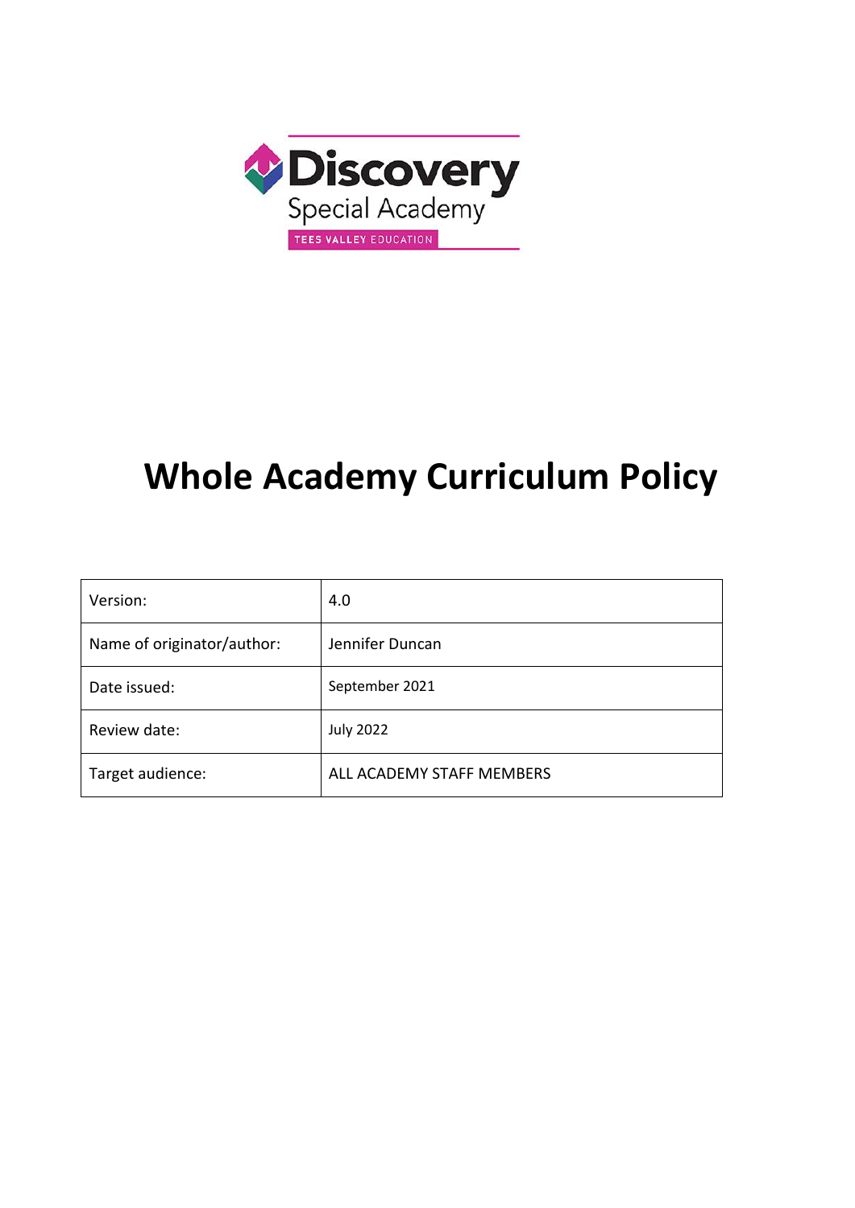Discovery

Special Academy

TEES VALLEY EDUCATION

# Whole Academy Curriculum Policy

| Version: | 4.0 |
|---|---|
| Name of originator/author: | Jennifer Duncan |
| Date issued: | September 2021 |
| Review date: | July 2022 |
| Target audience: | ALL ACADEMY STAFF MEMBERS |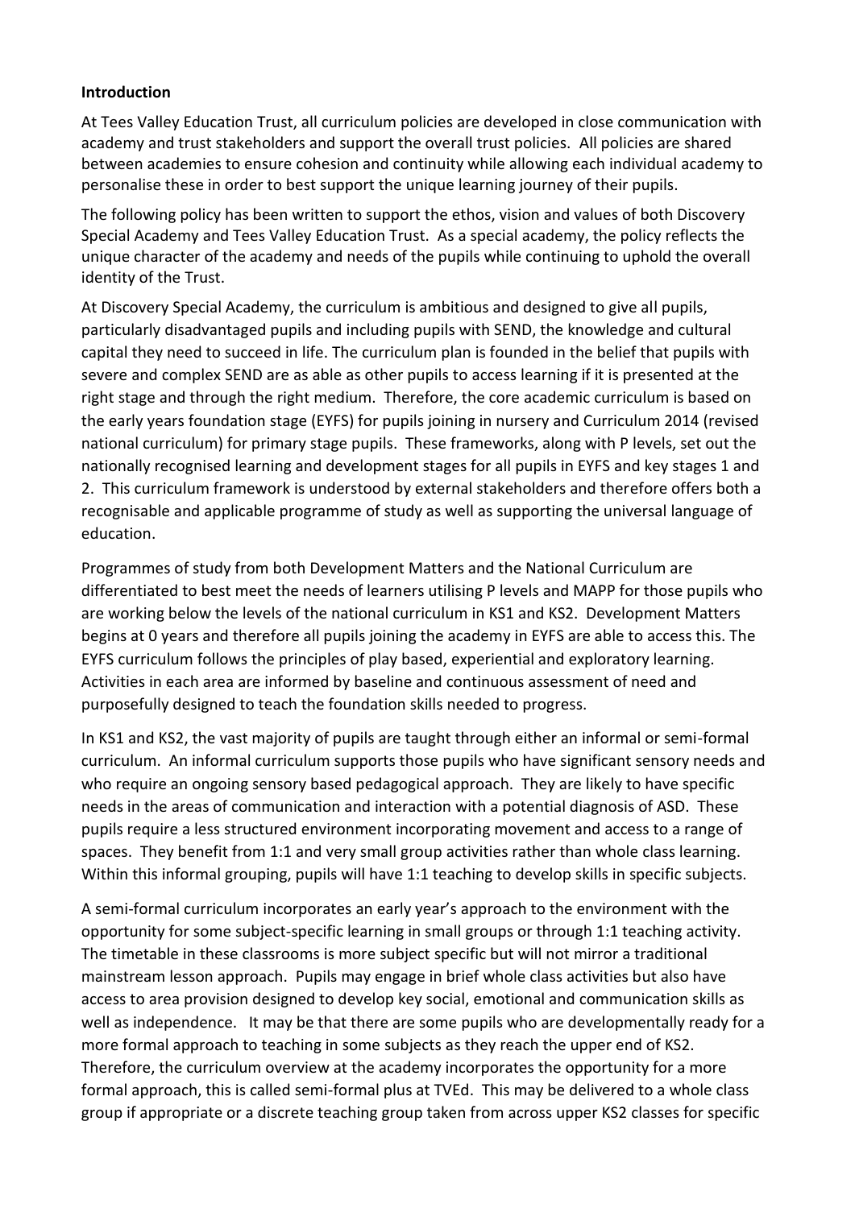**Introduction**

At Tees Valley Education Trust, all curriculum policies are developed in close communication with academy and trust stakeholders and support the overall trust policies. All policies are shared between academies to ensure cohesion and continuity while allowing each individual academy to personalise these in order to best support the unique learning journey of their pupils.

The following policy has been written to support the ethos, vision and values of both Discovery Special Academy and Tees Valley Education Trust. As a special academy, the policy reflects the unique character of the academy and needs of the pupils while continuing to uphold the overall identity of the Trust.

At Discovery Special Academy, the curriculum is ambitious and designed to give all pupils, particularly disadvantaged pupils and including pupils with SEND, the knowledge and cultural capital they need to succeed in life. The curriculum plan is founded in the belief that pupils with severe and complex SEND are as able as other pupils to access learning if it is presented at the right stage and through the right medium. Therefore, the core academic curriculum is based on the early years foundation stage (EYFS) for pupils joining in nursery and Curriculum 2014 (revised national curriculum) for primary stage pupils. These frameworks, along with P levels, set out the nationally recognised learning and development stages for all pupils in EYFS and key stages 1 and 2. This curriculum framework is understood by external stakeholders and therefore offers both a recognisable and applicable programme of study as well as supporting the universal language of education.

Programmes of study from both Development Matters and the National Curriculum are differentiated to best meet the needs of learners utilising P levels and MAPP for those pupils who are working below the levels of the national curriculum in KS1 and KS2. Development Matters begins at 0 years and therefore all pupils joining the academy in EYFS are able to access this. The EYFS curriculum follows the principles of play based, experiential and exploratory learning. Activities in each area are informed by baseline and continuous assessment of need and purposefully designed to teach the foundation skills needed to progress.

In KS1 and KS2, the vast majority of pupils are taught through either an informal or semi-formal curriculum. An informal curriculum supports those pupils who have significant sensory needs and who require an ongoing sensory based pedagogical approach. They are likely to have specific needs in the areas of communication and interaction with a potential diagnosis of ASD. These pupils require a less structured environment incorporating movement and access to a range of spaces. They benefit from 1:1 and very small group activities rather than whole class learning. Within this informal grouping, pupils will have 1:1 teaching to develop skills in specific subjects.

A semi-formal curriculum incorporates an early year's approach to the environment with the opportunity for some subject-specific learning in small groups or through 1:1 teaching activity. The timetable in these classrooms is more subject specific but will not mirror a traditional mainstream lesson approach. Pupils may engage in brief whole class activities but also have access to area provision designed to develop key social, emotional and communication skills as well as independence. It may be that there are some pupils who are developmentally ready for a more formal approach to teaching in some subjects as they reach the upper end of KS2. Therefore, the curriculum overview at the academy incorporates the opportunity for a more formal approach, this is called semi-formal plus at TVEd. This may be delivered to a whole class group if appropriate or a discrete teaching group taken from across upper KS2 classes for specific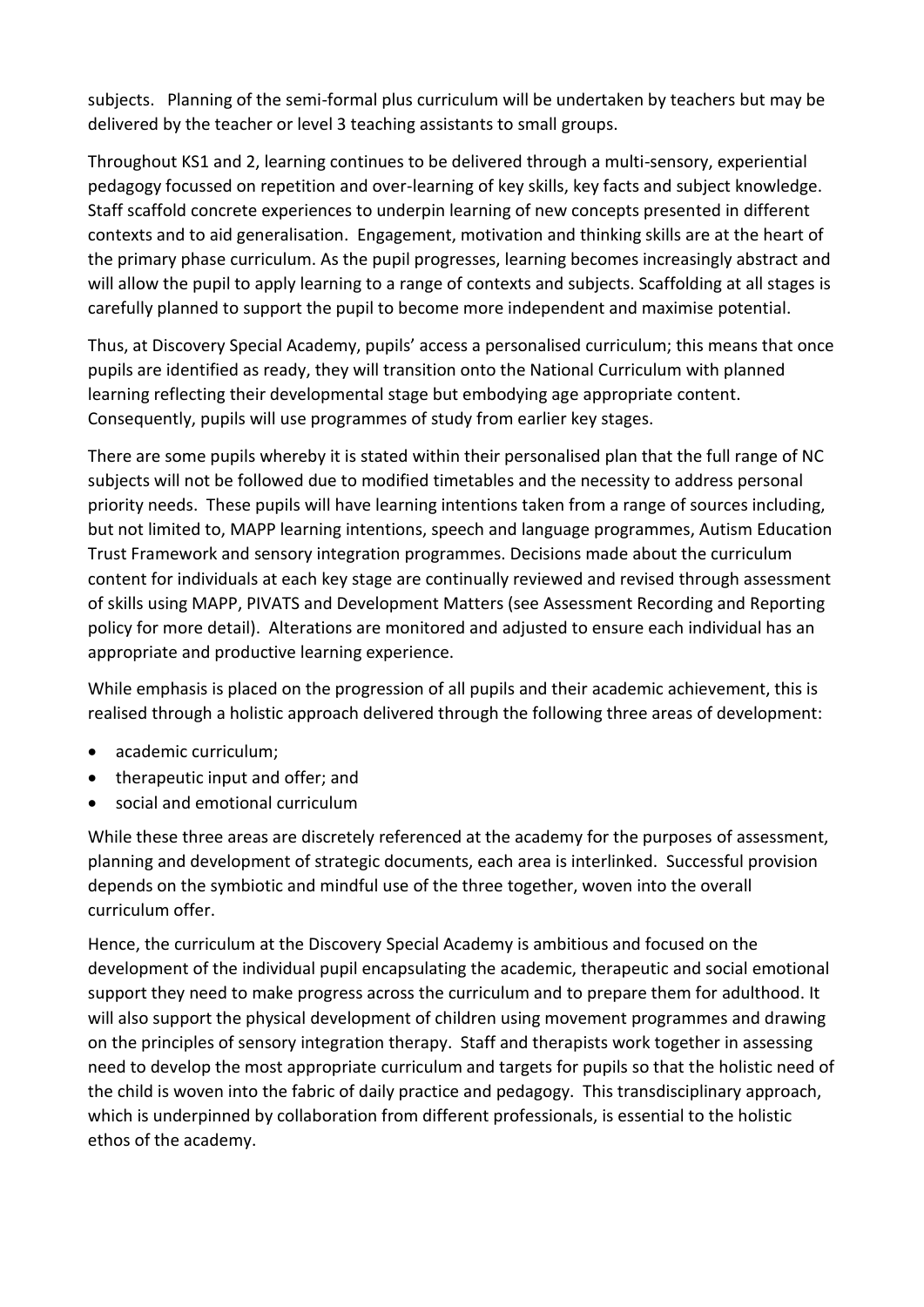subjects. Planning of the semi-formal plus curriculum will be undertaken by teachers but may be delivered by the teacher or level 3 teaching assistants to small groups.

Throughout KS1 and 2, learning continues to be delivered through a multi-sensory, experiential pedagogy focussed on repetition and over-learning of key skills, key facts and subject knowledge. Staff scaffold concrete experiences to underpin learning of new concepts presented in different contexts and to aid generalisation. Engagement, motivation and thinking skills are at the heart of the primary phase curriculum. As the pupil progresses, learning becomes increasingly abstract and will allow the pupil to apply learning to a range of contexts and subjects. Scaffolding at all stages is carefully planned to support the pupil to become more independent and maximise potential.

Thus, at Discovery Special Academy, pupils' access a personalised curriculum; this means that once pupils are identified as ready, they will transition onto the National Curriculum with planned learning reflecting their developmental stage but embodying age appropriate content. Consequently, pupils will use programmes of study from earlier key stages.

There are some pupils whereby it is stated within their personalised plan that the full range of NC subjects will not be followed due to modified timetables and the necessity to address personal priority needs. These pupils will have learning intentions taken from a range of sources including, but not limited to, MAPP learning intentions, speech and language programmes, Autism Education Trust Framework and sensory integration programmes. Decisions made about the curriculum content for individuals at each key stage are continually reviewed and revised through assessment of skills using MAPP, PIVATS and Development Matters (see Assessment Recording and Reporting policy for more detail). Alterations are monitored and adjusted to ensure each individual has an appropriate and productive learning experience.

While emphasis is placed on the progression of all pupils and their academic achievement, this is realised through a holistic approach delivered through the following three areas of development:

- academic curriculum;
- therapeutic input and offer; and
- social and emotional curriculum

While these three areas are discretely referenced at the academy for the purposes of assessment, planning and development of strategic documents, each area is interlinked. Successful provision depends on the symbiotic and mindful use of the three together, woven into the overall curriculum offer.

Hence, the curriculum at the Discovery Special Academy is ambitious and focused on the development of the individual pupil encapsulating the academic, therapeutic and social emotional support they need to make progress across the curriculum and to prepare them for adulthood. It will also support the physical development of children using movement programmes and drawing on the principles of sensory integration therapy. Staff and therapists work together in assessing need to develop the most appropriate curriculum and targets for pupils so that the holistic need of the child is woven into the fabric of daily practice and pedagogy. This transdisciplinary approach, which is underpinned by collaboration from different professionals, is essential to the holistic ethos of the academy.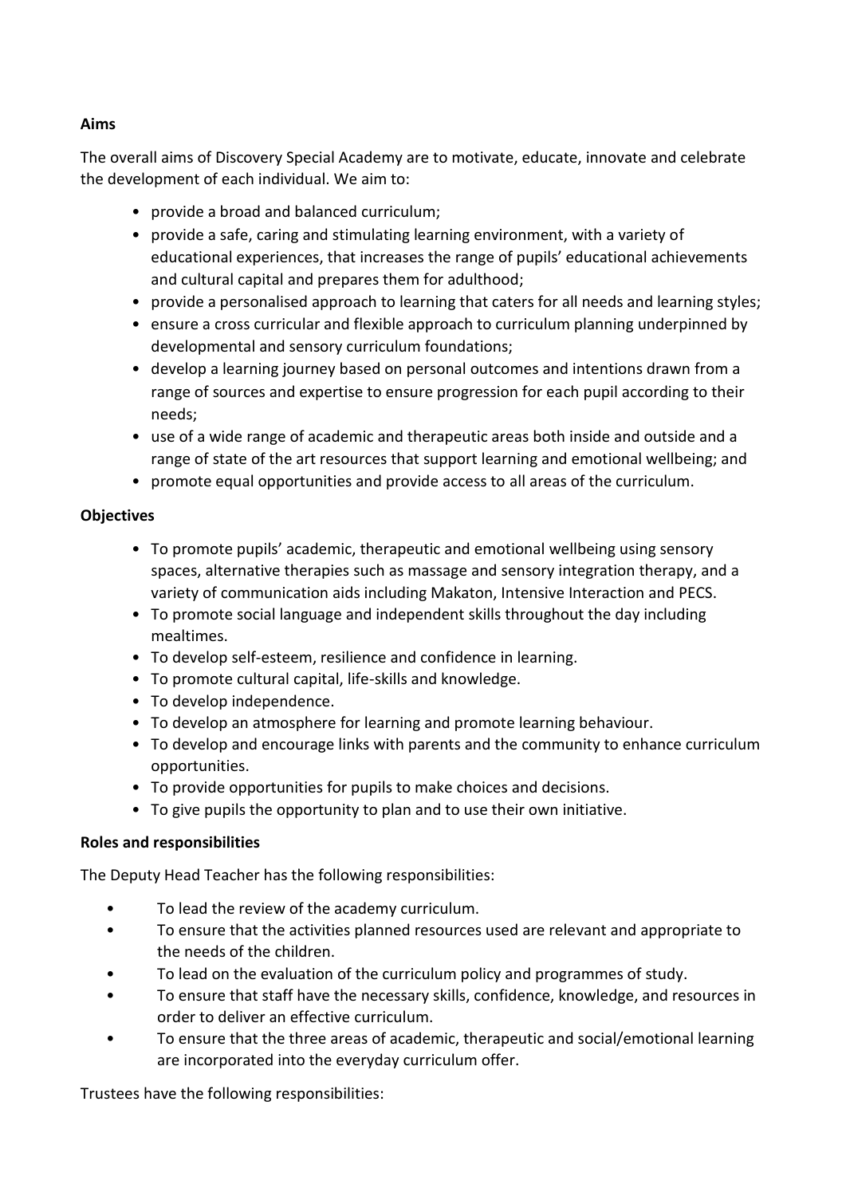**Aims**

The overall aims of Discovery Special Academy are to motivate, educate, innovate and celebrate the development of each individual. We aim to:

- provide a broad and balanced curriculum;
- provide a safe, caring and stimulating learning environment, with a variety of educational experiences, that increases the range of pupils' educational achievements and cultural capital and prepares them for adulthood;
- provide a personalised approach to learning that caters for all needs and learning styles;
- ensure a cross curricular and flexible approach to curriculum planning underpinned by developmental and sensory curriculum foundations;
- develop a learning journey based on personal outcomes and intentions drawn from a range of sources and expertise to ensure progression for each pupil according to their needs;
- use of a wide range of academic and therapeutic areas both inside and outside and a range of state of the art resources that support learning and emotional wellbeing; and
- promote equal opportunities and provide access to all areas of the curriculum.

**Objectives**

- To promote pupils' academic, therapeutic and emotional wellbeing using sensory spaces, alternative therapies such as massage and sensory integration therapy, and a variety of communication aids including Makaton, Intensive Interaction and PECS.
- To promote social language and independent skills throughout the day including mealtimes.
- To develop self-esteem, resilience and confidence in learning.
- To promote cultural capital, life-skills and knowledge.
- To develop independence.
- To develop an atmosphere for learning and promote learning behaviour.
- To develop and encourage links with parents and the community to enhance curriculum opportunities.
- To provide opportunities for pupils to make choices and decisions.
- To give pupils the opportunity to plan and to use their own initiative.

**Roles and responsibilities**

The Deputy Head Teacher has the following responsibilities:

- To lead the review of the academy curriculum.
- To ensure that the activities planned resources used are relevant and appropriate to the needs of the children.
- To lead on the evaluation of the curriculum policy and programmes of study.
- To ensure that staff have the necessary skills, confidence, knowledge, and resources in order to deliver an effective curriculum.
- To ensure that the three areas of academic, therapeutic and social/emotional learning are incorporated into the everyday curriculum offer.

Trustees have the following responsibilities: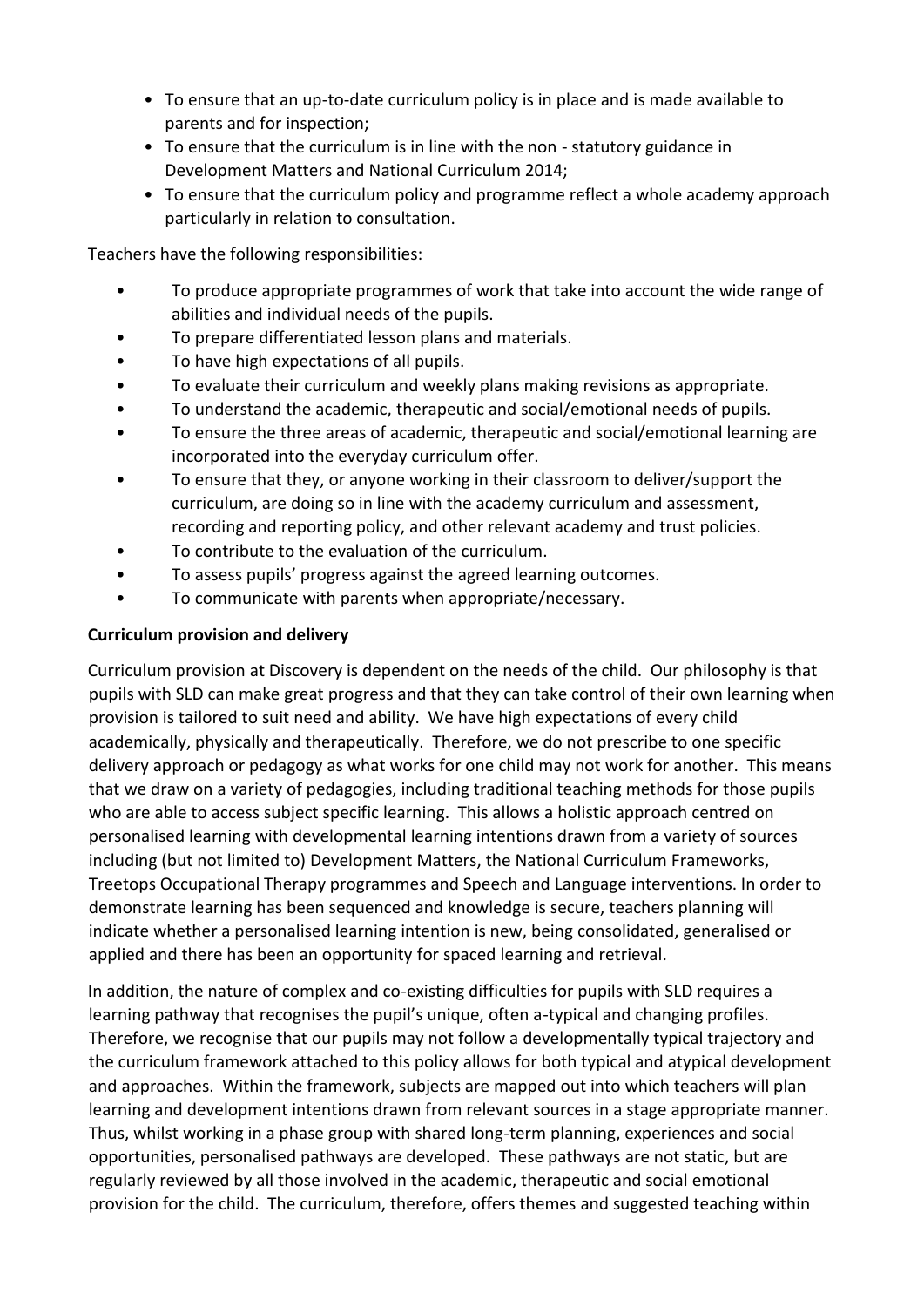- To ensure that an up-to-date curriculum policy is in place and is made available to parents and for inspection;
- To ensure that the curriculum is in line with the non - statutory guidance in Development Matters and National Curriculum 2014;
- To ensure that the curriculum policy and programme reflect a whole academy approach particularly in relation to consultation.

Teachers have the following responsibilities:

- To produce appropriate programmes of work that take into account the wide range of abilities and individual needs of the pupils.
- To prepare differentiated lesson plans and materials.
- To have high expectations of all pupils.
- To evaluate their curriculum and weekly plans making revisions as appropriate.
- To understand the academic, therapeutic and social/emotional needs of pupils.
- To ensure the three areas of academic, therapeutic and social/emotional learning are incorporated into the everyday curriculum offer.
- To ensure that they, or anyone working in their classroom to deliver/support the curriculum, are doing so in line with the academy curriculum and assessment, recording and reporting policy, and other relevant academy and trust policies.
- To contribute to the evaluation of the curriculum.
- To assess pupils' progress against the agreed learning outcomes.
- To communicate with parents when appropriate/necessary.

**Curriculum provision and delivery**

Curriculum provision at Discovery is dependent on the needs of the child. Our philosophy is that pupils with SLD can make great progress and that they can take control of their own learning when provision is tailored to suit need and ability. We have high expectations of every child academically, physically and therapeutically. Therefore, we do not prescribe to one specific delivery approach or pedagogy as what works for one child may not work for another. This means that we draw on a variety of pedagogies, including traditional teaching methods for those pupils who are able to access subject specific learning. This allows a holistic approach centred on personalised learning with developmental learning intentions drawn from a variety of sources including (but not limited to) Development Matters, the National Curriculum Frameworks, Treetops Occupational Therapy programmes and Speech and Language interventions. In order to demonstrate learning has been sequenced and knowledge is secure, teachers planning will indicate whether a personalised learning intention is new, being consolidated, generalised or applied and there has been an opportunity for spaced learning and retrieval.

In addition, the nature of complex and co-existing difficulties for pupils with SLD requires a learning pathway that recognises the pupil's unique, often a-typical and changing profiles. Therefore, we recognise that our pupils may not follow a developmentally typical trajectory and the curriculum framework attached to this policy allows for both typical and atypical development and approaches. Within the framework, subjects are mapped out into which teachers will plan learning and development intentions drawn from relevant sources in a stage appropriate manner. Thus, whilst working in a phase group with shared long-term planning, experiences and social opportunities, personalised pathways are developed. These pathways are not static, but are regularly reviewed by all those involved in the academic, therapeutic and social emotional provision for the child. The curriculum, therefore, offers themes and suggested teaching within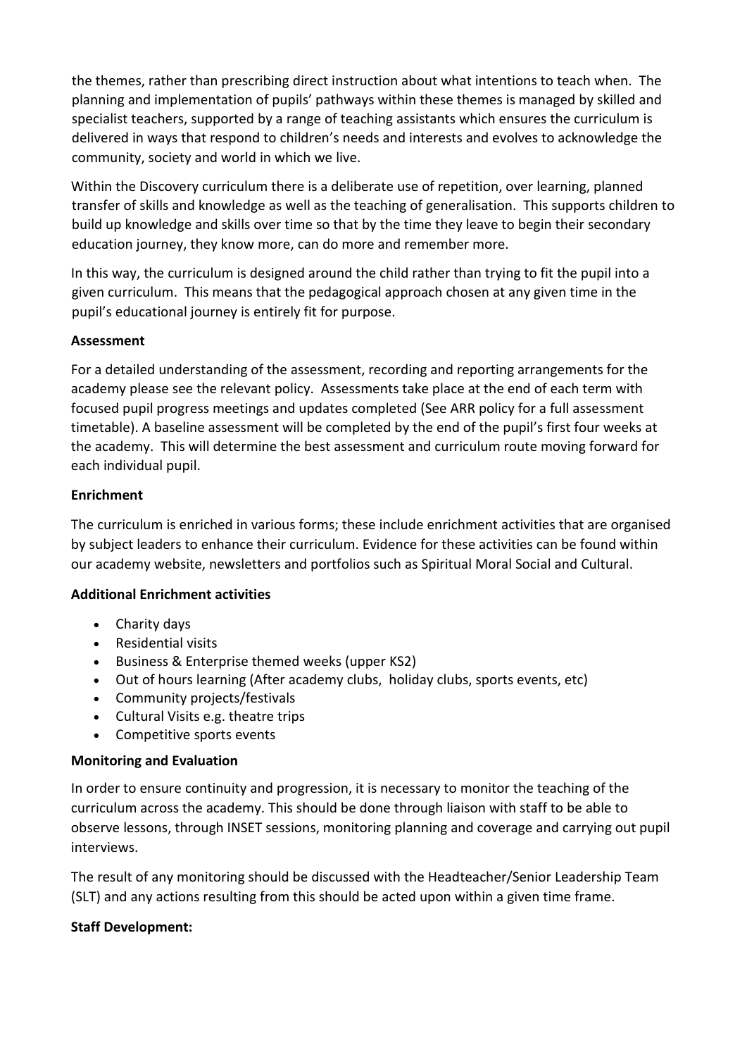the themes, rather than prescribing direct instruction about what intentions to teach when. The planning and implementation of pupils' pathways within these themes is managed by skilled and specialist teachers, supported by a range of teaching assistants which ensures the curriculum is delivered in ways that respond to children's needs and interests and evolves to acknowledge the community, society and world in which we live.

Within the Discovery curriculum there is a deliberate use of repetition, over learning, planned transfer of skills and knowledge as well as the teaching of generalisation. This supports children to build up knowledge and skills over time so that by the time they leave to begin their secondary education journey, they know more, can do more and remember more.

In this way, the curriculum is designed around the child rather than trying to fit the pupil into a given curriculum. This means that the pedagogical approach chosen at any given time in the pupil's educational journey is entirely fit for purpose.

**Assessment**

For a detailed understanding of the assessment, recording and reporting arrangements for the academy please see the relevant policy. Assessments take place at the end of each term with focused pupil progress meetings and updates completed (See ARR policy for a full assessment timetable). A baseline assessment will be completed by the end of the pupil's first four weeks at the academy. This will determine the best assessment and curriculum route moving forward for each individual pupil.

**Enrichment**

The curriculum is enriched in various forms; these include enrichment activities that are organised by subject leaders to enhance their curriculum. Evidence for these activities can be found within our academy website, newsletters and portfolios such as Spiritual Moral Social and Cultural.

**Additional Enrichment activities**

- Charity days
- Residential visits
- Business & Enterprise themed weeks (upper KS2)
- Out of hours learning (After academy clubs, holiday clubs, sports events, etc)
- Community projects/festivals
- Cultural Visits e.g. theatre trips
- Competitive sports events

**Monitoring and Evaluation**

In order to ensure continuity and progression, it is necessary to monitor the teaching of the curriculum across the academy. This should be done through liaison with staff to be able to observe lessons, through INSET sessions, monitoring planning and coverage and carrying out pupil interviews.

The result of any monitoring should be discussed with the Headteacher/Senior Leadership Team (SLT) and any actions resulting from this should be acted upon within a given time frame.

**Staff Development:**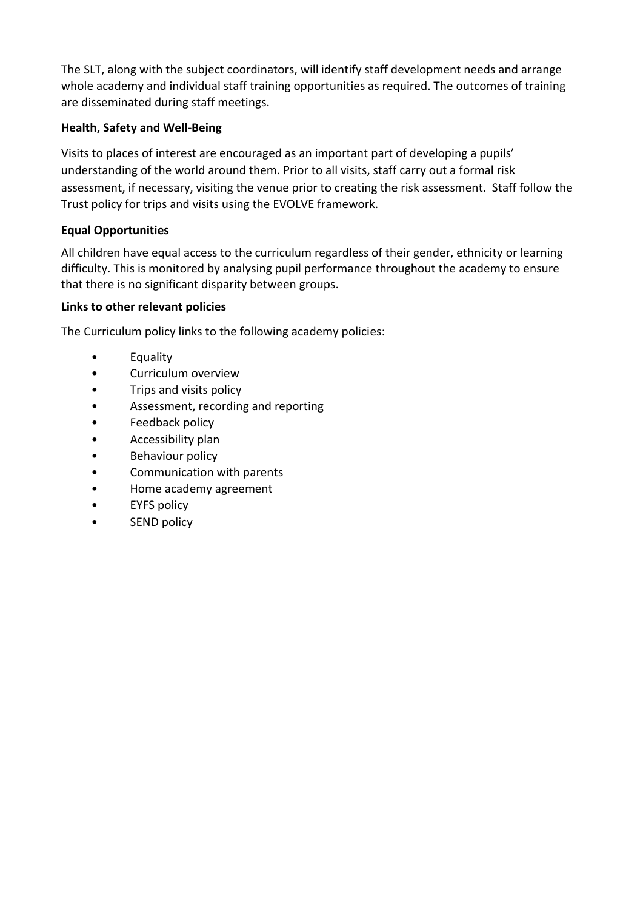The SLT, along with the subject coordinators, will identify staff development needs and arrange whole academy and individual staff training opportunities as required. The outcomes of training are disseminated during staff meetings.

**Health, Safety and Well-Being**

Visits to places of interest are encouraged as an important part of developing a pupils' understanding of the world around them. Prior to all visits, staff carry out a formal risk assessment, if necessary, visiting the venue prior to creating the risk assessment. Staff follow the Trust policy for trips and visits using the EVOLVE framework.

**Equal Opportunities**

All children have equal access to the curriculum regardless of their gender, ethnicity or learning difficulty. This is monitored by analysing pupil performance throughout the academy to ensure that there is no significant disparity between groups.

**Links to other relevant policies**

The Curriculum policy links to the following academy policies:

- Equality
- Curriculum overview
- Trips and visits policy
- Assessment, recording and reporting
- Feedback policy
- Accessibility plan
- Behaviour policy
- Communication with parents
- Home academy agreement
- EYFS policy
- SEND policy